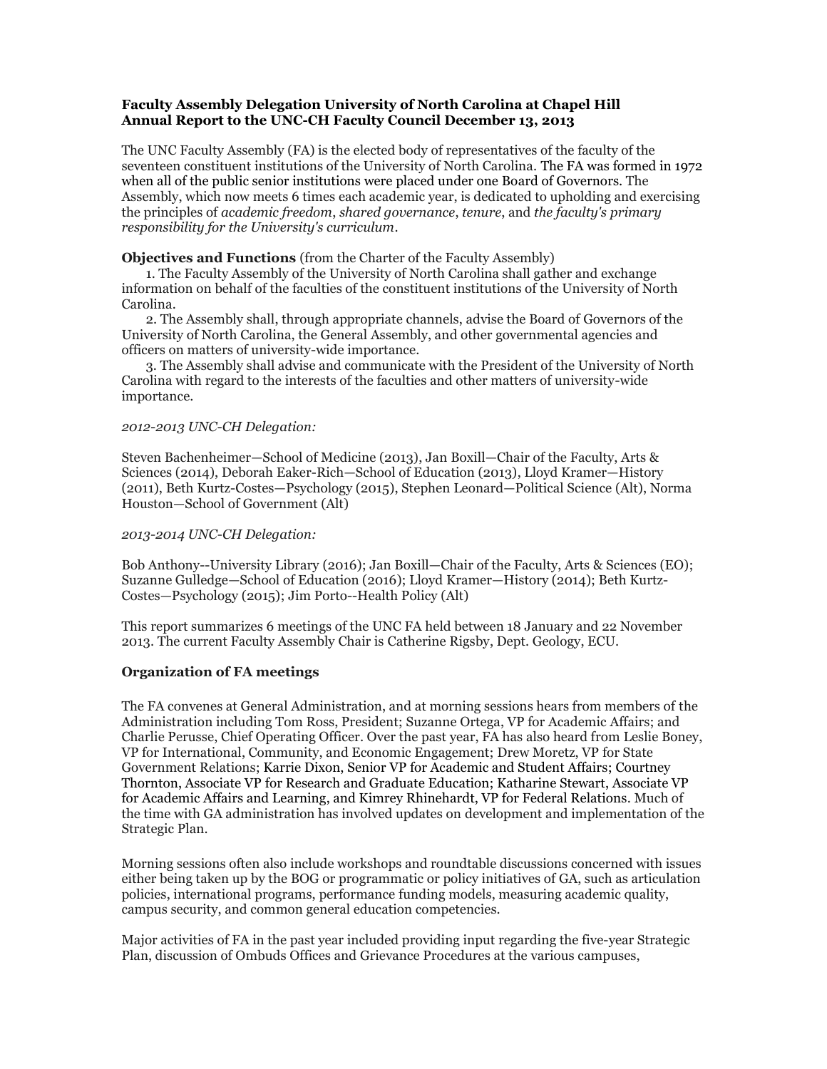**Faculty Assembly Delegation University of North Carolina at Chapel Hill**
**Annual Report to the UNC-CH Faculty Council December 13, 2013**

The UNC Faculty Assembly (FA) is the elected body of representatives of the faculty of the seventeen constituent institutions of the University of North Carolina. The FA was formed in 1972 when all of the public senior institutions were placed under one Board of Governors. The Assembly, which now meets 6 times each academic year, is dedicated to upholding and exercising the principles of *academic freedom*, *shared governance*, *tenure*, and *the faculty's primary responsibility for the University's curriculum*.

**Objectives and Functions** (from the Charter of the Faculty Assembly)

1. The Faculty Assembly of the University of North Carolina shall gather and exchange information on behalf of the faculties of the constituent institutions of the University of North Carolina.
2. The Assembly shall, through appropriate channels, advise the Board of Governors of the University of North Carolina, the General Assembly, and other governmental agencies and officers on matters of university-wide importance.
3. The Assembly shall advise and communicate with the President of the University of North Carolina with regard to the interests of the faculties and other matters of university-wide importance.

*2012-2013 UNC-CH Delegation:*

Steven Bachenheimer—School of Medicine (2013), Jan Boxill—Chair of the Faculty, Arts & Sciences (2014), Deborah Eaker-Rich—School of Education (2013), Lloyd Kramer—History (2011), Beth Kurtz-Costes—Psychology (2015), Stephen Leonard—Political Science (Alt), Norma Houston—School of Government (Alt)

*2013-2014 UNC-CH Delegation:*

Bob Anthony--University Library (2016); Jan Boxill—Chair of the Faculty, Arts & Sciences (EO); Suzanne Gulledge—School of Education (2016); Lloyd Kramer—History (2014); Beth Kurtz-Costes—Psychology (2015); Jim Porto--Health Policy (Alt)

This report summarizes 6 meetings of the UNC FA held between 18 January and 22 November 2013. The current Faculty Assembly Chair is Catherine Rigsby, Dept. Geology, ECU.

**Organization of FA meetings**

The FA convenes at General Administration, and at morning sessions hears from members of the Administration including Tom Ross, President; Suzanne Ortega, VP for Academic Affairs; and Charlie Perusse, Chief Operating Officer. Over the past year, FA has also heard from Leslie Boney, VP for International, Community, and Economic Engagement; Drew Moretz, VP for State Government Relations; Karrie Dixon, Senior VP for Academic and Student Affairs; Courtney Thornton, Associate VP for Research and Graduate Education; Katharine Stewart, Associate VP for Academic Affairs and Learning, and Kimrey Rhinehardt, VP for Federal Relations. Much of the time with GA administration has involved updates on development and implementation of the Strategic Plan.

Morning sessions often also include workshops and roundtable discussions concerned with issues either being taken up by the BOG or programmatic or policy initiatives of GA, such as articulation policies, international programs, performance funding models, measuring academic quality, campus security, and common general education competencies.

Major activities of FA in the past year included providing input regarding the five-year Strategic Plan, discussion of Ombuds Offices and Grievance Procedures at the various campuses,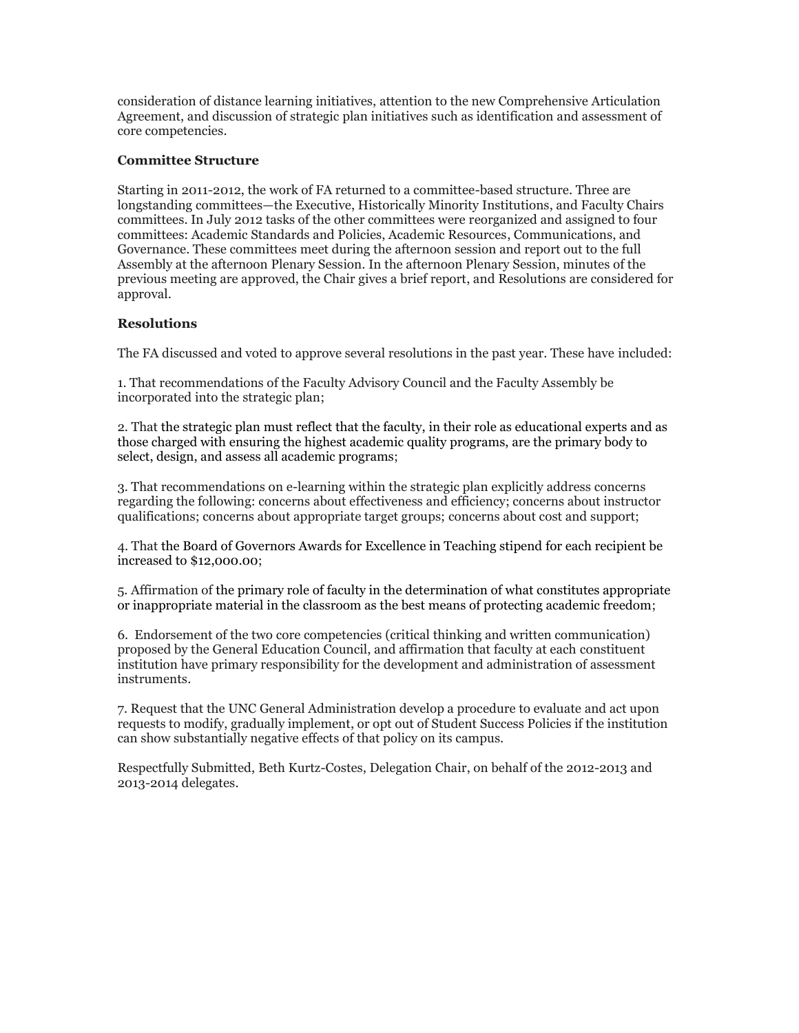consideration of distance learning initiatives, attention to the new Comprehensive Articulation Agreement, and discussion of strategic plan initiatives such as identification and assessment of core competencies.

**Committee Structure**

Starting in 2011-2012, the work of FA returned to a committee-based structure. Three are longstanding committees—the Executive, Historically Minority Institutions, and Faculty Chairs committees. In July 2012 tasks of the other committees were reorganized and assigned to four committees: Academic Standards and Policies, Academic Resources, Communications, and Governance. These committees meet during the afternoon session and report out to the full Assembly at the afternoon Plenary Session. In the afternoon Plenary Session, minutes of the previous meeting are approved, the Chair gives a brief report, and Resolutions are considered for approval.

**Resolutions**

The FA discussed and voted to approve several resolutions in the past year. These have included:

1. That recommendations of the Faculty Advisory Council and the Faculty Assembly be incorporated into the strategic plan;

2. That the strategic plan must reflect that the faculty, in their role as educational experts and as those charged with ensuring the highest academic quality programs, are the primary body to select, design, and assess all academic programs;

3. That recommendations on e-learning within the strategic plan explicitly address concerns regarding the following: concerns about effectiveness and efficiency; concerns about instructor qualifications; concerns about appropriate target groups; concerns about cost and support;

4. That the Board of Governors Awards for Excellence in Teaching stipend for each recipient be increased to $12,000.00;

5. Affirmation of the primary role of faculty in the determination of what constitutes appropriate or inappropriate material in the classroom as the best means of protecting academic freedom;

6. Endorsement of the two core competencies (critical thinking and written communication) proposed by the General Education Council, and affirmation that faculty at each constituent institution have primary responsibility for the development and administration of assessment instruments.

7. Request that the UNC General Administration develop a procedure to evaluate and act upon requests to modify, gradually implement, or opt out of Student Success Policies if the institution can show substantially negative effects of that policy on its campus.

Respectfully Submitted, Beth Kurtz-Costes, Delegation Chair, on behalf of the 2012-2013 and 2013-2014 delegates.